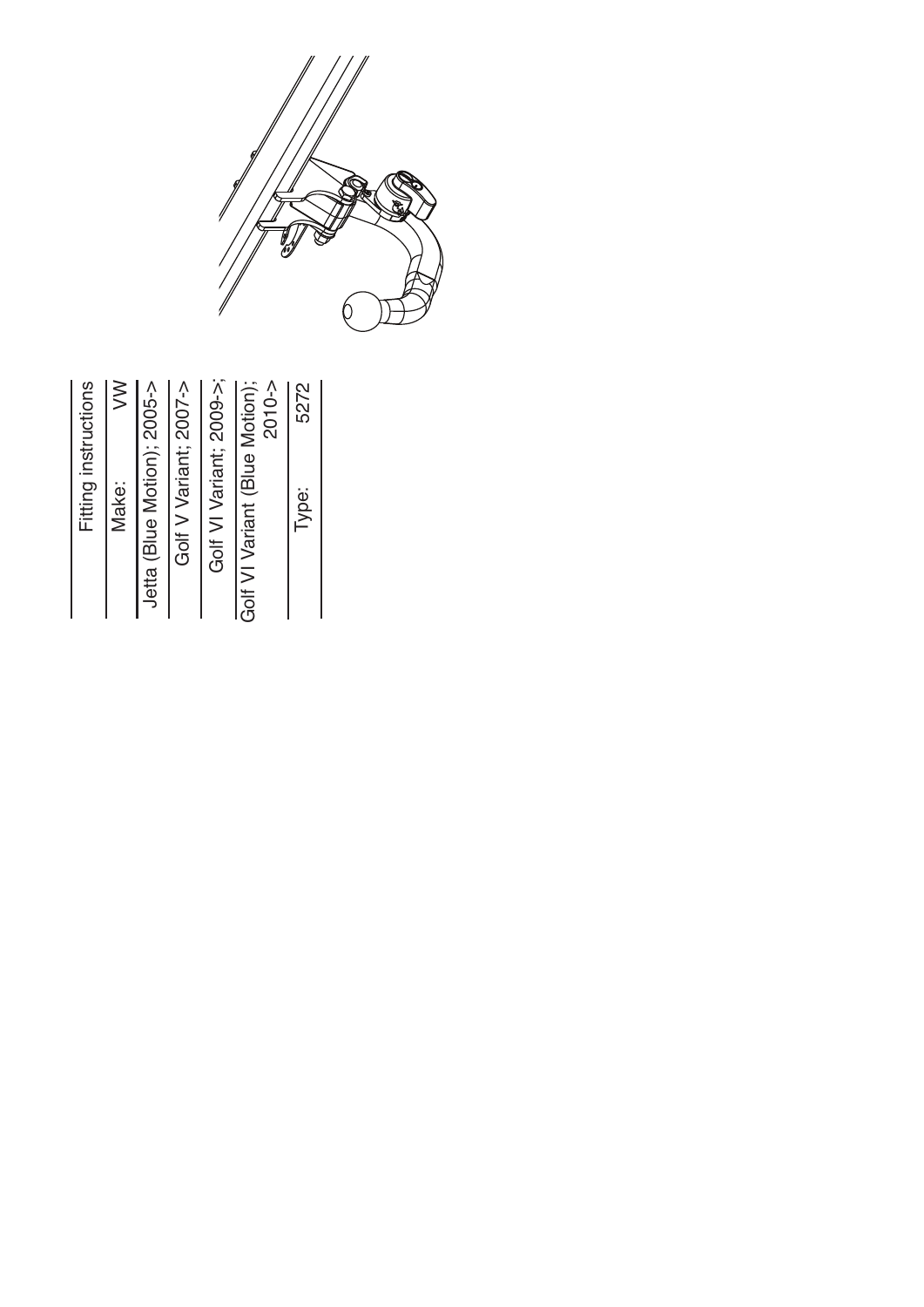| Fitting instructions | |
|---|---|
| Make: | VW |
| Jetta (Blue Motion); 2005-> | |
| Golf V Variant; 2007-> | |
| Golf VI Variant; 2009->; | |
| Golf VI Variant (Blue Motion); 2010-> | |
| Type: | 5272 |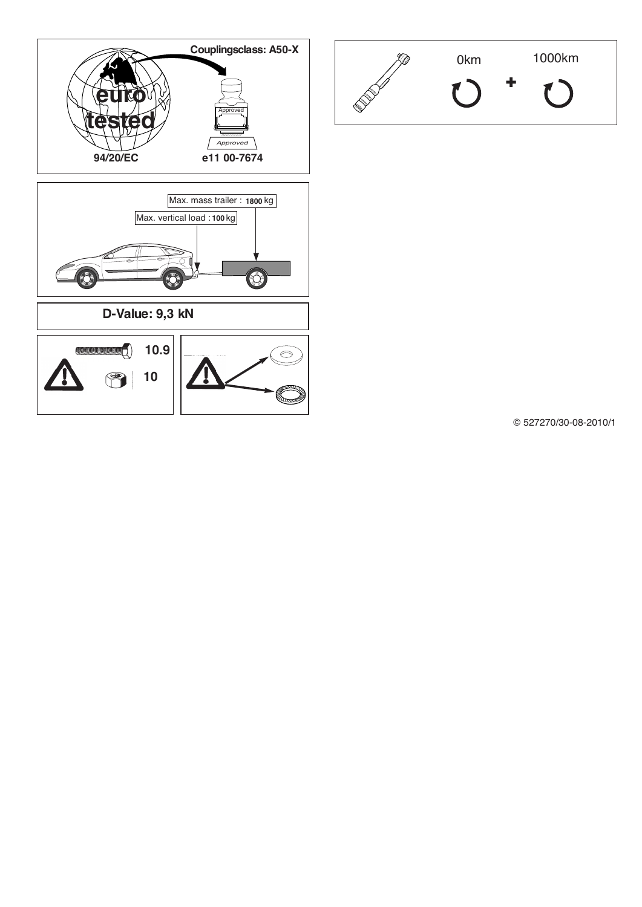Couplingsclass: A50-X

euro tested

Approved

Approved

94/20/EC

e11 00-7674

Max. mass trailer : **1800** kg

Max. vertical load : **100** kg

**D-Value: 9,3 kN**

**10.9**

**10**

0km

1000km

© 527270/30-08-2010/1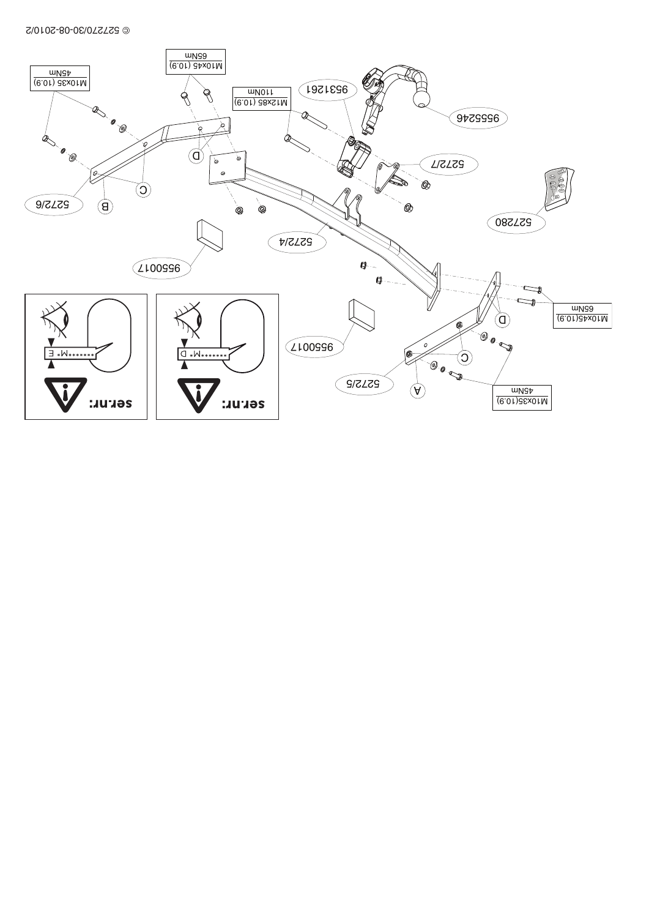M10x35 (10.9)
45Nm

M10x45 (10.9)
65Nm

M12x85 (10.9)
110Nm

9531261

9555246

5272/7

527280

5272/6

5272/4

9550017

5272/5

A

B

C

D

M10x45(10.9)
65Nm

M10x35(10.9)
45Nm

ser.nr:

M* D

ser.nr:

M* E

© 527270/30-08-2010/2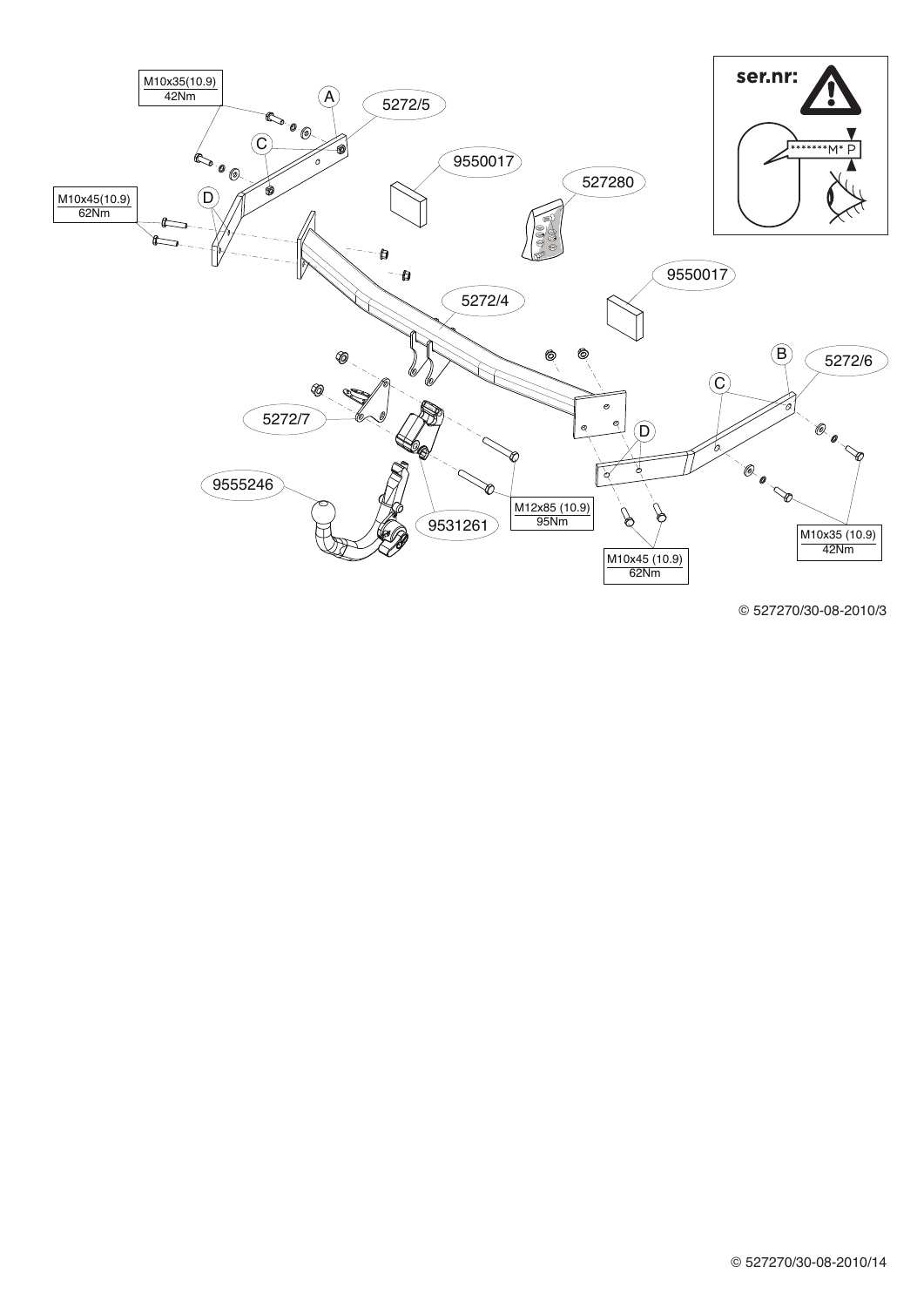M10x35(10.9)
42Nm

A

5272/5

C

9550017

527280

M10x45(10.9)
62Nm

D

ser.nr:

*******M* P

9550017

5272/4

B

5272/6

C

5272/7

D

9555246

M12x85 (10.9)
95Nm

9531261

M10x35 (10.9)
42Nm

M10x45 (10.9)
62Nm

© 527270/30-08-2010/3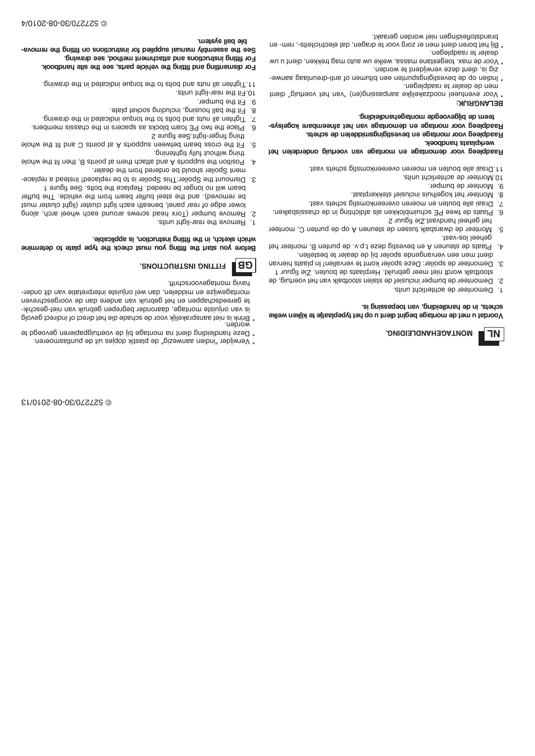## NL MONTAGEHANDLEIDING.

**Voordat u met de montage begint dient u op het typeplaatje te kijken welke schets, in de handleiding, van toepassing is.**

1. Demonteer de achterlicht units.
2. Demonteer de bumper inclusief de stalen stootbalk van het voertuig, de stootbalk wordt niet meer gebruikt. Herplaats de bouten. Zie figuur 1
3. Demonteer de spoiler: Deze spoiler komt te vervallen! In plaats hiervan dient men een vervangende spoiler bij de dealer te bestellen.
4. Plaats de steunen A en bevestig deze t.p.v. de punten B, monteer het geheel los-vast.
5. Monteer de dwarsbalk tussen de steunen A op de punten C, monteer het geheel handvast.Zie figuur 2
6. Plaats de twee PE schuimblokken als afdichting in de chassisbalken.
7. Draai alle bouten en moeren overeenkomstig schets vast.
8. Monteer het kogelhuis inclusief stekkerplaat.
9. Monteer de bumper.
10. Monteer de achterlicht units.
11. Draai alle bouten en moeren overeenkomstig schets vast.

**Raadpleeg voor demontage en montage van voertuig onderdelen het werkplaats handboek.**
**Raadpleeg voor montage en bevestigingsmiddelen de schets.**
**Raadpleeg voor montage en demontage van het afneembare kogelsysteem de bijgevoegde montagehandleiding.**

**BELANGRIJK:**

* Voor eventueel noodzakelijke aanpassing(en) "van het voertuig" dient men de dealer te raadplegen.
* Indien op de bevestigingspunten een bitumen of anti-dreunlaag aanwezig is, dient deze verwijderd te worden.
* Voor de max. toegestane massa, welke uw auto mag trekken, dient u uw dealer te raadplegen.
* Bij het boren dient men er zorg voor te dragen, dat electriciteits-, rem- en brandstofleidingen niet worden geraakt.
* Verwijder "indien aanwezig" de plastik dopjes uit de puntlasmoeren.
* Deze handleiding dient na montage bij de voertuigpapieren gevoegd te worden.
* Brink is niet aansprakelijk voor de schade die het direct of indirect gevolg is van onjuiste montage, daaronder begrepen gebruik van niet-geschikte gereedschappen en het gebruik van andere dan de voorgeschreven montagewijze en middelen, dan wel onjuiste interpretatie van dit onderhavig montagevoorschrift.

## GB FITTING INSTRUCTIONS.

**Before you start the fitting you must check the type plate to determine which sketch, in the fitting instruction, is applicable.**

1. Remove the rear-light units.
2. Remove bumper (Torx head screws around each wheel arch, along lower edge of rear panel, beneath each light cluster (light cluster must be removed). and the steel buffer beam from the vehicle. The buffer beam will no longer be needed. Replace the bolts. See figure 1
3. Dismount the Spoiler:This Spoiler is to be replaced! Instead a replacement Spoiler should be ordered from the dealer.
4. Position the supports A and attach them at points B, then fit the whole thing without fully tightening.
5. Fit the cross beam between supports A at points C and fit the whole thing finger-tight.See figure 2
6. Place the two PE foam blocks as spacers in the chassis members.
7. Tighten all nuts and bolts to the torque indicated in the drawing.
8. Fit the ball housing, including socket plate.
9. Fit the bumper.
10. Fit the rear-light units.
11. Tighten all nuts and bolts to the torque indicated in the drawing.

**For dismantling and fitting the vehicle parts, see the site handbook.**
**For fitting instructions and attachment method, see drawing.**
**See the assembly manual supplied for instructions on fitting the removable ball system.**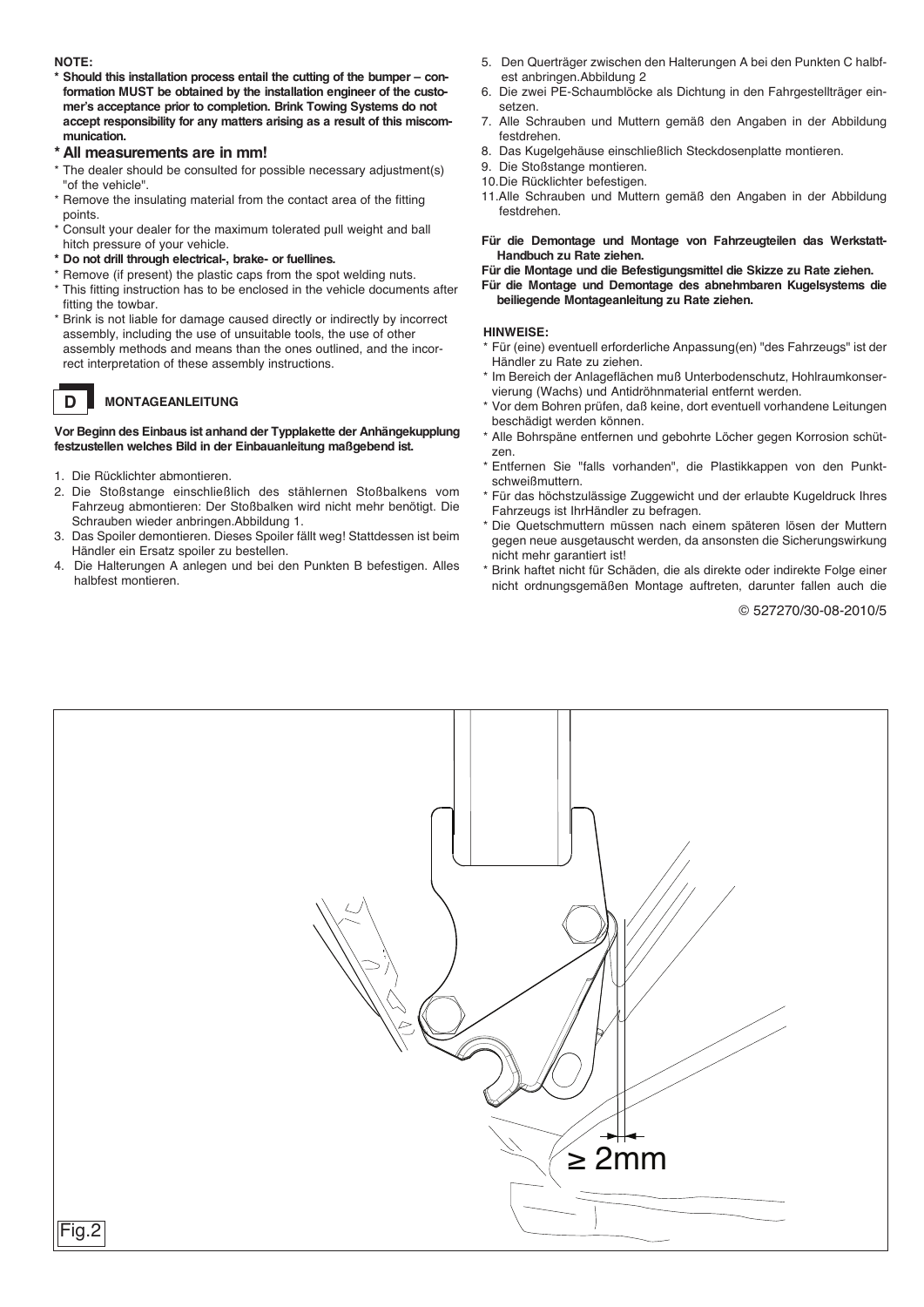**NOTE:**

- **\* Should this installation process entail the cutting of the bumper – conformation MUST be obtained by the installation engineer of the customer's acceptance prior to completion. Brink Towing Systems do not accept responsibility for any matters arising as a result of this miscommunication.**

**\* All measurements are in mm!**

- \* The dealer should be consulted for possible necessary adjustment(s) "of the vehicle".
- \* Remove the insulating material from the contact area of the fitting points.
- \* Consult your dealer for the maximum tolerated pull weight and ball hitch pressure of your vehicle.
- **\* Do not drill through electrical-, brake- or fuellines.**
- \* Remove (if present) the plastic caps from the spot welding nuts.
- \* This fitting instruction has to be enclosed in the vehicle documents after fitting the towbar.
- \* Brink is not liable for damage caused directly or indirectly by incorrect assembly, including the use of unsuitable tools, the use of other assembly methods and means than the ones outlined, and the incorrect interpretation of these assembly instructions.

## D MONTAGEANLEITUNG

**Vor Beginn des Einbaus ist anhand der Typplakette der Anhängekupplung festzustellen welches Bild in der Einbauanleitung maßgebend ist.**

1. Die Rücklichter abmontieren.
2. Die Stoßstange einschließlich des stählernen Stoßbalkens vom Fahrzeug abmontieren: Der Stoßbalken wird nicht mehr benötigt. Die Schrauben wieder anbringen.Abbildung 1.
3. Das Spoiler demontieren. Dieses Spoiler fällt weg! Stattdessen ist beim Händler ein Ersatz spoiler zu bestellen.
4. Die Halterungen A anlegen und bei den Punkten B befestigen. Alles halbfest montieren.
5. Den Querträger zwischen den Halterungen A bei den Punkten C halbfest anbringen.Abbildung 2
6. Die zwei PE-Schaumblöcke als Dichtung in den Fahrgestellträger einsetzen.
7. Alle Schrauben und Muttern gemäß den Angaben in der Abbildung festdrehen.
8. Das Kugelgehäuse einschließlich Steckdosenplatte montieren.
9. Die Stoßstange montieren.
10. Die Rücklichter befestigen.
11. Alle Schrauben und Muttern gemäß den Angaben in der Abbildung festdrehen.

**Für die Demontage und Montage von Fahrzeugteilen das Werkstatt-Handbuch zu Rate ziehen.**
**Für die Montage und die Befestigungsmittel die Skizze zu Rate ziehen.**
**Für die Montage und Demontage des abnehmbaren Kugelsystems die beiliegende Montageanleitung zu Rate ziehen.**

**HINWEISE:**

- \* Für (eine) eventuell erforderliche Anpassung(en) "des Fahrzeugs" ist der Händler zu Rate zu ziehen.
- \* Im Bereich der Anlageflächen muß Unterbodenschutz, Hohlraumkonservierung (Wachs) und Antidröhnmaterial entfernt werden.
- \* Vor dem Bohren prüfen, daß keine, dort eventuell vorhandene Leitungen beschädigt werden können.
- \* Alle Bohrspäne entfernen und gebohrte Löcher gegen Korrosion schützen.
- \* Entfernen Sie "falls vorhanden", die Plastikkappen von den Punktschweißmuttern.
- \* Für das höchstzulässige Zuggewicht und der erlaubte Kugeldruck Ihres Fahrzeugs ist IhrHändler zu befragen.
- \* Die Quetschmuttern müssen nach einem späteren lösen der Muttern gegen neue ausgetauscht werden, da ansonsten die Sicherungswirkung nicht mehr garantiert ist!
- \* Brink haftet nicht für Schäden, die als direkte oder indirekte Folge einer nicht ordnungsgemäßen Montage auftreten, darunter fallen auch die

© 527270/30-08-2010/5

≥ 2mm

Fig.2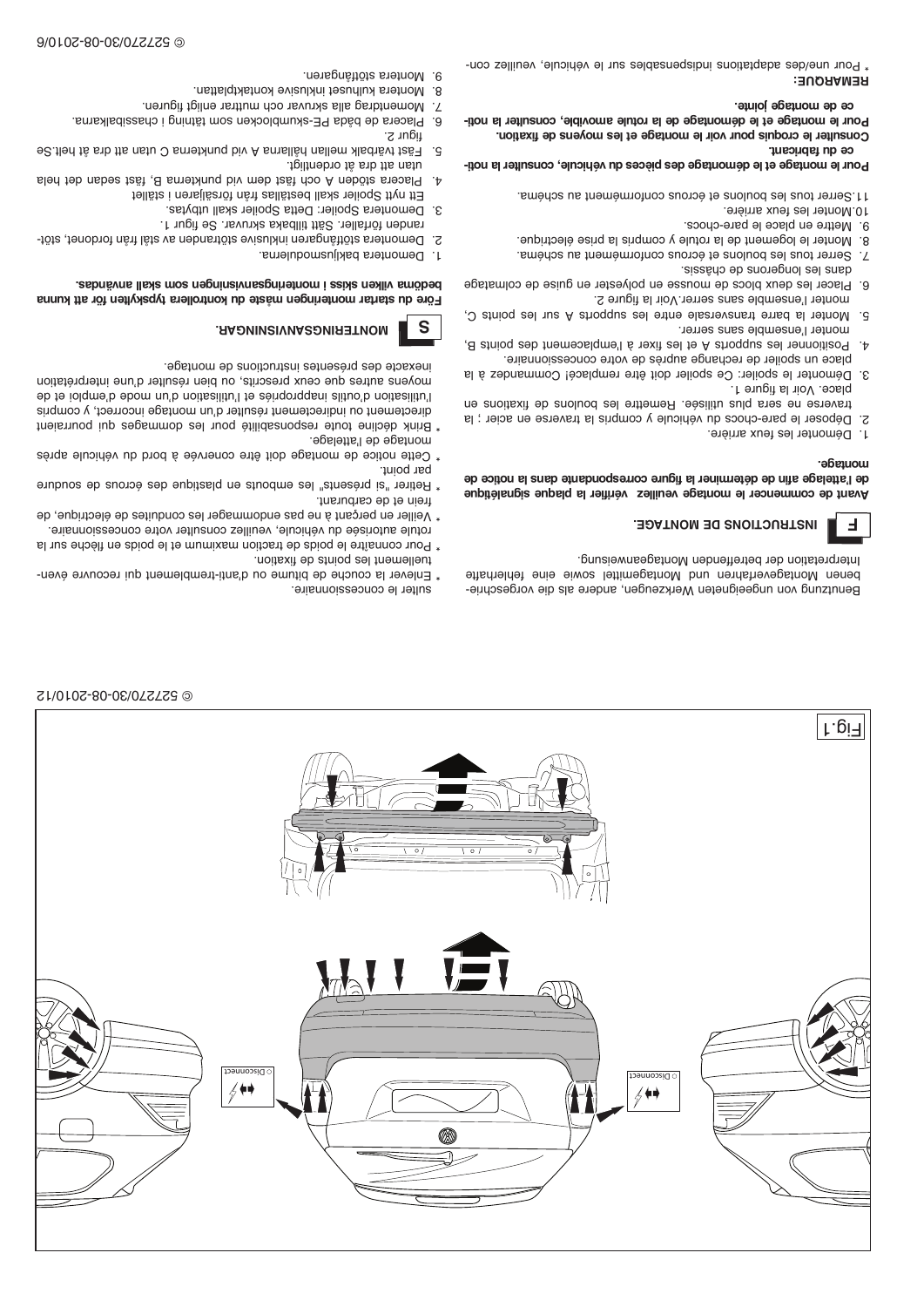Benutzung von ungeeigneten Werkzeugen, andere als die vorgeschriebenen Montageverfahren und Montagemittel sowie eine fehlerhafte Interpretation der betreffenden Montageanweisung.

## F INSTRUCTIONS DE MONTAGE.

**Avant de commencer le montage veuillez vérifier la plaque signalétique de l'attelage afin de déterminer la figure correspondante dans la notice de montage.**

1. Démonter les feux arrière.
2. Déposer le pare-chocs du véhicule y compris la traverse en acier ; la traverse ne sera plus utilisée. Remettre les boulons de fixations en place. Voir la figure 1.
3. Démonter le spoiler: Ce spoiler doit être remplacé! Commandez à la place un spoiler de rechange auprès de votre concessionnaire.
4. Positionner les supports A et les fixer à l'emplacement des points B, monter l'ensemble sans serrer.
5. Monter la barre transversale entre les supports A sur les points C, monter l'ensemble sans serrer. Voir la figure 2.
6. Placer les deux blocs de mousse en polyester en guise de colmatage dans les longerons de châssis.
7. Serrer tous les boulons et écrous conformément au schéma.
8. Monter le logement de la rotule y compris la prise électrique.
9. Mettre en place le pare-chocs.
10. Monter les feux arrière.
11. Serrer tous les boulons et écrous conformément au schéma.

**Pour le montage et le démontage des pièces du véhicule, consulter la notice du fabricant.**
**Consulter le croquis pour voir le montage et les moyens de fixation.**
**Pour le montage et le démontage de la rotule amovible, consulter la notice de montage jointe.**

**REMARQUE:**

* Pour une/des adaptations indispensables sur le véhicule, veuillez consulter le concessionnaire.
* Enlever la couche de bitume ou d'anti-tremblement qui recouvre éventuellement les points de fixation.
* Pour connaître le poids de traction maximum et le poids en flèche sur la rotule autorisée du véhicule, veuillez consulter votre concessionnaire.
* Veiller en perçant à ne pas endommager les conduites de électrique, de frein et de carburant.
* Retirer "si présents" les embouts en plastique des écrous de soudure par point.
* Cette notice de montage doit être conservée à bord du véhicule après montage de l'attelage.
* Brink décline toute responsabilité pour les dommages qui pourraient directement ou indirectement résulter d'un montage incorrect, y compris l'utilisation d'outils inappropriés et l'utilisation d'un mode d'emploi et de moyens autres que ceux prescrits, ou bien résulter d'une interprétation inexacte des présentes instructions de montage.

## S MONTERINGSANVISNINGAR.

**Före du startar monteringen måste du kontrollera typskylten för att kunna bedöma vilken skiss i monteringsanvisningen som skall användas.**

1. Demontera bakljusmodulerna.
2. Demontera stötfångaren inklusive stötranden av stål från fordonet, stötranden förfaller. Sätt tillbaka skruvar. Se figur 1.
3. Demontera Spoiler: Detta Spoiler skall utbytas. Ett nytt Spoiler skall beställas från försäljaren i stället
4. Placera stöden A och fäst dem vid punkterna B, fäst sedan det hela utan att dra åt ordentligt.
5. Fäst tvärbalk mellan hållarna A vid punkterna C utan att dra åt helt.Se figur 2.
6. Placera de båda PE-skumblocken som tätning i chassibalkarna.
7. Momentdrag alla skruvar och muttrar enligt figuren.
8. Montera kulhuset inklusive kontaktplattan.
9. Montera stötfångaren.

Fig.1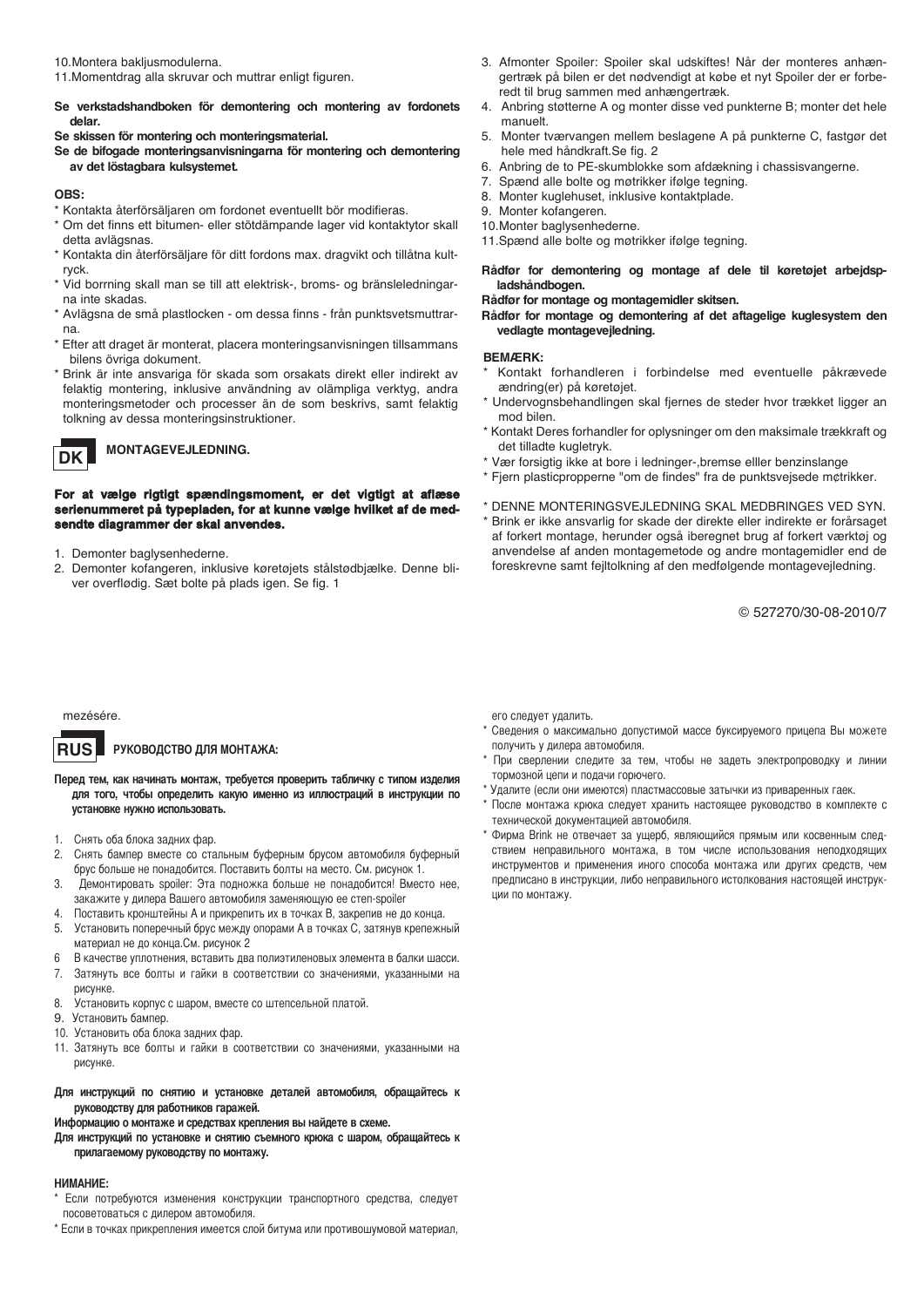10. Montera bakljusmodulerna.
11. Momentdrag alla skruvar och muttrar enligt figuren.

**Se verkstadshandboken för demontering och montering av fordonets delar.**

**Se skissen för montering och monteringsmaterial.**

**Se de bifogade monteringsanvisningarna för montering och demontering av det löstagbara kulsystemet.**

**OBS:**

* Kontakta återförsäljaren om fordonet eventuellt bör modifieras.
* Om det finns ett bitumen- eller stötdämpande lager vid kontaktytor skall detta avlägsnas.
* Kontakta din återförsäljare för ditt fordons max. dragvikt och tillåtna kultryck.
* Vid borrning skall man se till att elektrisk-, broms- og bränsleledningarna inte skadas.
* Avlägsna de små plastlocken - om dessa finns - från punktsvetsmuttrarna.
* Efter att draget är monterat, placera monteringsanvisningen tillsammans bilens övriga dokument.
* Brink är inte ansvariga för skada som orsakats direkt eller indirekt av felaktig montering, inklusive användning av olämpliga verktyg, andra monteringsmetoder och processer än de som beskrivs, samt felaktig tolkning av dessa monteringsinstruktioner.

## DK MONTAGEVEJLEDNING.

**For at vælge rigtigt spændingsmoment, er det vigtigt at aflæse serienummeret på typepladen, for at kunne vælge hvilket af de medsendte diagrammer der skal anvendes.**

1. Demonter baglysenhederne.
2. Demonter kofangeren, inklusive køretøjets stålstødbjælke. Denne bliver overflødig. Sæt bolte på plads igen. Se fig. 1
3. Afmonter Spoiler: Spoiler skal udskiftes! Når der monteres anhængertræk på bilen er det nødvendigt at købe et nyt Spoiler der er forberedt til brug sammen med anhængertræk.
4. Anbring støtterne A og monter disse ved punkterne B; monter det hele manuelt.
5. Monter tværvangen mellem beslagene A på punkterne C, fastgør det hele med håndkraft.Se fig. 2
6. Anbring de to PE-skumblokke som afdækning i chassisvangerne.
7. Spænd alle bolte og møtrikker ifølge tegning.
8. Monter kuglehuset, inklusive kontaktplade.
9. Monter kofangeren.
10. Monter baglysenhederne.
11. Spænd alle bolte og møtrikker ifølge tegning.

**Rådfør for demontering og montage af dele til køretøjet arbejdspladshåndbogen.**

**Rådfør for montage og montagemidler skitsen.**

**Rådfør for montage og demontering af det aftagelige kuglesystem den vedlagte montagevejledning.**

**BEMÆRK:**

* Kontakt forhandleren i forbindelse med eventuelle påkrævede ændring(er) på køretøjet.
* Undervognsbehandlingen skal fjernes de steder hvor trækket ligger an mod bilen.
* Kontakt Deres forhandler for oplysninger om den maksimale trækkraft og det tilladte kugletryk.
* Vær forsigtig ikke at bore i ledninger-,bremse elller benzinslange
* Fjern plasticpropperne "om de findes" fra de punktsvejsede møtrikker.

* DENNE MONTERINGSVEJLEDNING SKAL MEDBRINGES VED SYN.
* Brink er ikke ansvarlig for skade der direkte eller indirekte er forårsaget af forkert montage, herunder også iberegnet brug af forkert værktøj og anvendelse af anden montagemetode og andre montagemidler end de foreskrevne samt fejltolkning af den medfølgende montagevejledning.

© 527270/30-08-2010/7

mezésére.

## RUS РУКОВОДСТВО ДЛЯ МОНТАЖА:

**Перед тем, как начинать монтаж, требуется проверить табличку с типом изделия для того, чтобы определить какую именно из иллюстраций в инструкции по установке нужно использовать.**

1. Снять оба блока задних фар.
2. Снять бампер вместе со стальным буферным брусом автомобиля буферный брус больше не понадобится. Поставить болты на место. См. рисунок 1.
3. Демонтировать spoiler: Эта подножка больше не понадобится! Вместо нее, закажите у дилера Вашего автомобиля заменяющую ее степ-spoiler
4. Поставить кронштейны А и прикрепить их в точках В, закрепив не до конца.
5. Установить поперечный брус между опорами А в точках С, затянув крепежный материал не до конца.См. рисунок 2
6. В качестве уплотнения, вставить два полиэтиленовых элемента в балки шасси.
7. Затянуть все болты и гайки в соответствии со значениями, указанными на рисунке.
8. Установить корпус с шаром, вместе со штепсельной платой.
9. Установить бампер.
10. Установить оба блока задних фар.
11. Затянуть все болты и гайки в соответствии со значениями, указанными на рисунке.

**Для инструкций по снятию и установке деталей автомобиля, обращайтесь к руководству для работников гаражей.**

**Информацию о монтаже и средствах крепления вы найдете в схеме.**

**Для инструкций по установке и снятию съемного крюка с шаром, обращайтесь к прилагаемому руководству по монтажу.**

**НИМАНИЕ:**

* Если потребуются изменения конструкции транспортного средства, следует посоветоваться с дилером автомобиля.
* Если в точках прикрепления имеется слой битума или противошумовой материал, его следует удалить.
* Сведения о максимально допустимой массе буксируемого прицепа Вы можете получить у дилера автомобиля.
* При сверлении следите за тем, чтобы не задеть электропроводку и линии тормозной цепи и подачи горючего.
* Удалите (если они имеются) пластмассовые затычки из приваренных гаек.
* После монтажа крюка следует хранить настоящее руководство в комплекте с технической документацией автомобиля.
* Фирма Brink не отвечает за ущерб, являющийся прямым или косвенным следствием неправильного монтажа, в том числе использования неподходящих инструментов и применения иного способа монтажа или других средств, чем предписано в инструкции, либо неправильного истолкования настоящей инструкции по монтажу.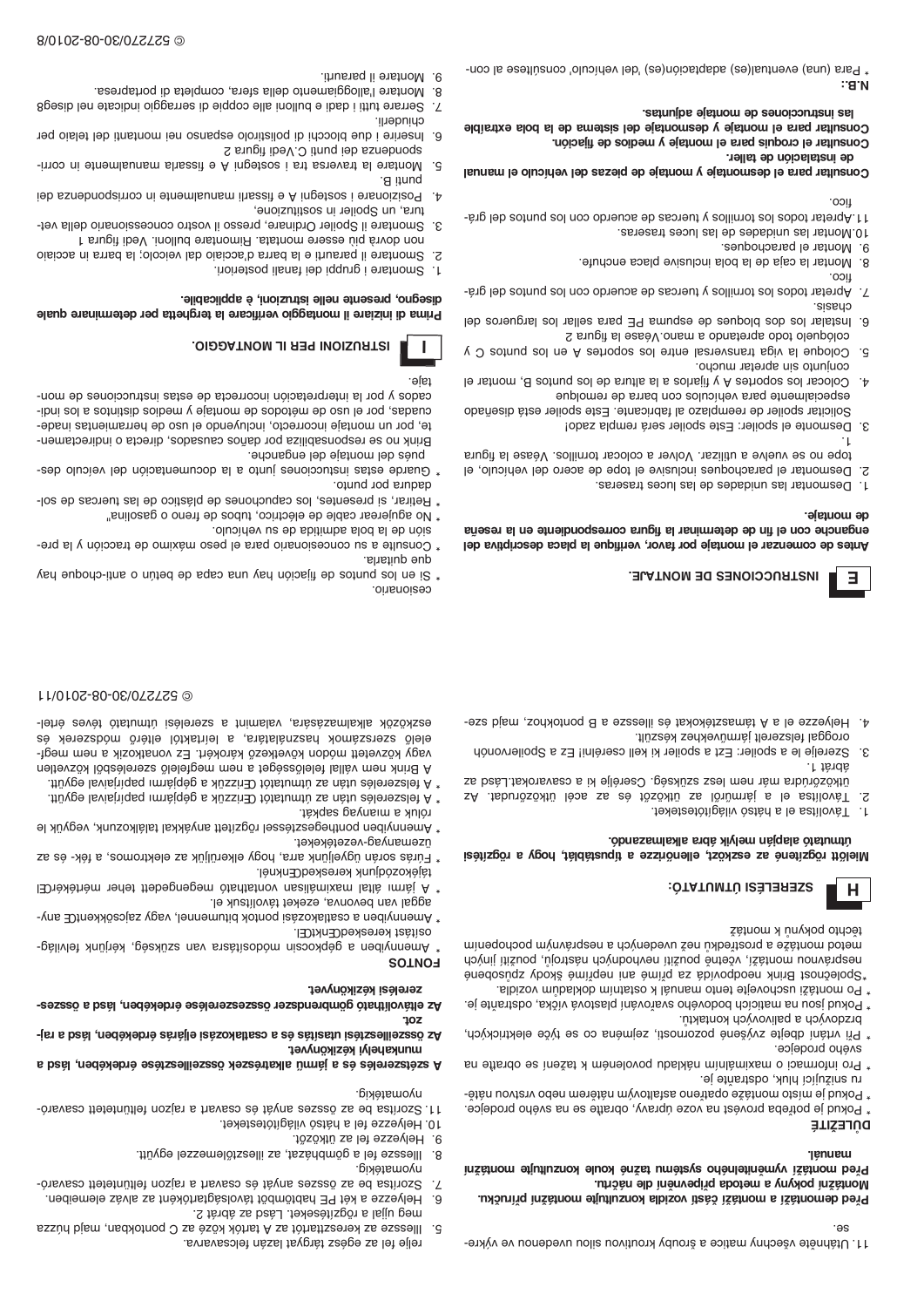11. Utáhněte všechny matice a šrouby kroutivou silou uvedenou ve výkrese.

**Před demontáží a montáží částí vozidla konzultujte montážní příručku. Montážní pokyny a metoda připevnění dle náčrtu. Před montáží vyměnitelného systému tažné koule konzultujte montážní manuál.**

**DŮLEŽITÉ**

* Pokud je potřeba provést na voze úpravy, obraťte se na svého prodejce.
* Pokud je místo montáže opatřeno asfaltovým nátěrem nebo vrstvou nátěru na snižující hluk, odstraňte je.
* Pro informaci o maximálním nákladu povoleném k tažení se obraťte na svého prodejce.
* Při vrtání dbejte zvýšené pozornosti, zejména co se týče elektrických, brzdových a palivových kontaktů.
* Pokud jsou na maticích bodového svařování plastová víčka, odstraňte je.
* Po montáži uschovejte tento manuál k ostatním dokladům vozidla.
* Společnost Brink neodpovídá za přímé ani nepřímé škody způsobené nesprávnou montáží, včetně použití nevhodných nástrojů, použití jiných metod montáže a prostředků než uvedených a nesprávným pochopením těchto pokynů k montáži.

## H SZERELÉSI ÚTMUTATÓ:

**Mielőtt rögzítené az eszközt, ellenőrizze a típustáblát, hogy a rögzítési útmutató alapján melyik ábra alkalmazandó.**

1. Távolítsa el a hátsó világítótesteket.
2. Távolítsa el a járműről az ütközőt és az acél ütközőrudat. Az ütközőrúdra már nem lesz szükség. Cserélje ki a csavarokat.Lásd az ábrát 1.
3. Szerelje le a spoilert: Ezt a spoiler ki kell cserélni! Ez a Spoilervonóh oroggal felszerelt járművekhez készült.
4. Helyezze el a A támasztékokat és illessze a B pontokhoz, majd szerejte fel az egész tárgyat lazán felcsavarva.
5. Illessze az keresztartót az A tartók közé az C pontokban, majd húzza meg újjal a rögzítéseket. Lásd az ábrát 2.
6. Helyezze a két PE habtömböt távolságtartóként az alváz elemiben.
7. Szorítsa be az összes anyát és csavart a rajzon feltüntetett csavarónyomatékig.
8. Illessze fel a gömbházat, az illesztőlemezzel együtt.
9. Helyezze fel az ütközőt.
10. Helyezze fel a hátsó világítótesteket.
11. Szorítsa be az összes anyát és csavart a rajzon feltüntetett csavarónyomatékig.

**A szétszerelés és a jármű alkatrészek összeillesztése érdekében, lásd a munkahelyi kézikönyvet.**
**Az összeillesztési utasítás és a csatlakozási eljárás érdekében, lásd a rajzot.**
**Az eltávolítható gömbrendszer összeszerelése érdekében, lásd a összeszerelési kézikönyvet.**

**FONTOS**

* Amennyiben a gépkocsin módosításra van szükség, kérjünk felvilágosítást kereskedŒnktŒl.
* Amennyiben a csatlakozási pontok bitumennel, vagy zajcsökkentŒ anyaggal van bevonva, ezeket távolítsuk el.
* A jármı által maximálisan vontatható megengedett teher mértékérŒl tájékozódjunk kereskedŒnknél.
* Fúrás során ügyeljünk arra, hogy elkerüljük az elektromos, a fék- és az üzemanyag-vezetékeket.
* Amennyiben pontheggesztéssel rögzített anyákkal találkozunk, vegyük le róluk a mianyag sapkát.
* A felszerelés után az útmutatót Œrizzük a gépjármi papírjaival együtt.
* A felszerelés után az útmutatót Œrizzük a gépjármi papírjaival együtt.
* A Brink nem vállal felelősséget a nem megfelelő szerelésből közvetlen vagy közvetett módon következő károkért. Ez vonatkozik a nem megfelelő szerszámok használatára, a leírtaktól eltérő módszerek és eszközök alkalmazására, valamint a szerelési útmutató téves értel-

## E INSTRUCCIONES DE MONTAJE.

**Antes de comenzar el montaje por favor, verifique la placa descriptiva del enganche con el fin de determinar la figura correspondiente en la reseña de montaje.**

1. Desmontar las unidades de las luces traseras.
2. Desmontar el parachoques inclusive el tope de acero del vehículo, el tope no se vuelve a utilizar. Volver a colocar tornillos. Véase la figura 1.
3. Desmonte el spoiler: Este spoiler será rempla zado! Solicitar spoiler de reemplazo al fabricante. Este spoiler está diseñado especialmente para vehículos con barra de remolque
4. Colocar los soportes A y fijarlos a la altura de los puntos B, montar el conjunto sin apretar mucho.
5. Coloque la viga transversal entre los soportes A en los puntos C y colóquelo todo apretando a mano.Véase la figura 2
6. Instalar los dos bloques de espuma PE para sellar los largueros del chasis.
7. Apretar todos los tornillos y tuercas de acuerdo con los puntos del gráfico.
8. Montar la caja de la bola inclusive placa enchufe.
9. Montar el parachoques.
10. Montar las unidades de las luces traseras.
11. Apretar todos los tornillos y tuercas de acuerdo con los puntos del gráfico.

**Consultar para el desmontaje y montaje de piezas del vehículo el manual de instalación de taller.**
**Consultar el croquis para el montaje y medios de fijación.**
**Consultar para el montaje y desmontaje del sistema de la bola extraíble las instrucciones de montaje adjuntas.**

**N.B.:**

* Para (una) eventual(es) adaptación(es) del vehículo consúltese al concesionario.
* Si en los puntos de fijación hay una capa de betún o anti-choque hay que quitarla.
* Consulte a su concesionario para el peso máximo de tracción y la presión de la bola admitida de su vehículo.
* No agujerear cable de eléctrico, tubos de freno o gasolina"
* Retirar, si presentes, los capuchones de plástico de las tuercas de soldadura por punto.
* Guarde estas instrucciones junto a la documentación del vehículo después del montaje del enganche.

Brink no se responsabiliza por daños causados, directa o indirectamente, por un montaje incorrecto, incluyendo el uso de herramientas inadecuadas, por el uso de métodos de montaje y medios distintos a los indicados y por la interpretación incorrecta de estas instrucciones de montaje.

## I ISTRUZIONI PER IL MONTAGGIO.

**Prima di iniziare il montaggio verificare la targhetta per determinare quale disegno, presente nelle istruzioni, è applicabile.**

1. Smontare i gruppi dei fanali posteriori.
2. Smontare il paraurti e la barra d'acciaio dal veicolo; la barra in acciaio non dovrà più essere montata. Rimontare bulloni. Vedi figura 1
3. Smontare il Spoiler Ordinare, presso il vostro concessionario della vettura, un Spoiler in sostituzione,
4. Posizionare i sostegni A e fissarli manualmente in corrispondenza dei punti B.
5. Montare la traversa tra i sostegni A e fissarla manualmente in corrispondenza dei punti C.Vedi figura 2
6. Inserire i due blocchi di polistirolo espanso nei montanti del telaio per chiuderli.
7. Serrare tutti i dadi e bulloni alle coppie di serraggio indicate nel disegno
8. Montare l'alloggiamento della sfera, completa di portapresa.
9. Montare il paraurti.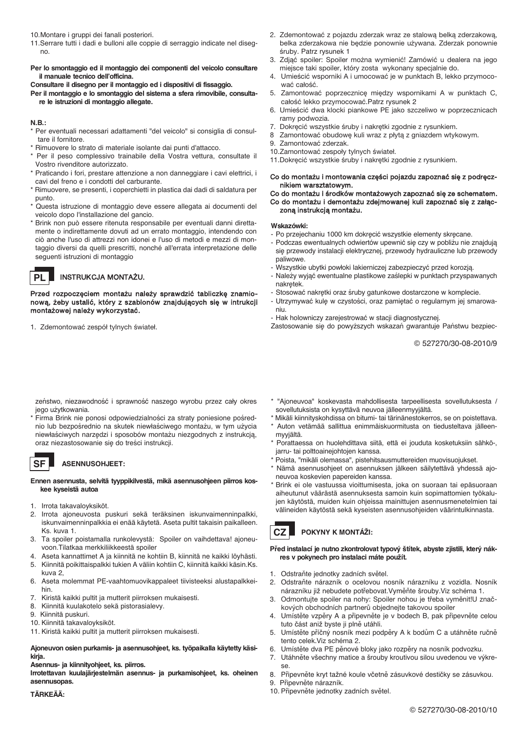10.Montare i gruppi dei fanali posteriori.

11.Serrare tutti i dadi e bulloni alle coppie di serraggio indicate nel disegno.

**Per lo smontaggio ed il montaggio dei componenti del veicolo consultare il manuale tecnico dell'officina.**

**Consultare il disegno per il montaggio ed i dispositivi di fissaggio.**

**Per il montaggio e lo smontaggio del sistema a sfera rimovibile, consultare le istruzioni di montaggio allegate.**

**N.B.:**

* Per eventuali necessari adattamenti "del veicolo" si consiglia di consultare il fornitore.
* Rimuovere lo strato di materiale isolante dai punti d'attacco.
* Per il peso complessivo trainabile della Vostra vettura, consultate il Vostro rivenditore autorizzato.
* Praticando i fori, prestare attenzione a non danneggiare i cavi elettrici, i cavi del freno e i condotti del carburante.
* Rimuovere, se presenti, i coperchietti in plastica dai dadi di saldatura per punto.
* Questa istruzione di montaggio deve essere allegata ai documenti del veicolo dopo l'installazione del gancio.
* Brink non può essere ritenuta responsabile per eventuali danni direttamente o indirettamente dovuti ad un errato montaggio, intendendo con ciò anche l'uso di attrezzi non idonei e l'uso di metodi e mezzi di montaggio diversi da quelli prescritti, nonché all'errata interpretazione delle seguenti istruzioni di montaggio

## PL INSTRUKCJA MONTAŻU.

**Przed rozpoczęciem montażu należy sprawdzić tabliczkę znamionową, żeby ustalić, który z szablonów znajdujących się w intrukcji montażowej należy wykorzystać.**

1. Zdemontować zespół tylnych świateł.
2. Zdemontować z pojazdu zderzak wraz ze stalową belką zderzakową, belka zderzakowa nie będzie ponownie używana. Zderzak ponownie śruby. Patrz rysunek 1
3. Zdjąć spoiler: Spoiler można wymienić! Zamówić u dealera na jego miejsce taki spoiler, który zosta wykonany specjalnie do.
4. Umieścić wsporniki A i umocować je w punktach B, lekko przymocować całość.
5. Zamontować poprzecznicę między wspornikami A w punktach C, całość lekko przymocować.Patrz rysunek 2
6. Umieścić dwa klocki piankowe PE jako szczeliwo w poprzecznicach ramy podwozia.
7. Dokręcić wszystkie śruby i nakrętki zgodnie z rysunkiem.
8. Zamontować obudowę kuli wraz z płytą z gniazdem wtykowym.
9. Zamontować zderzak.
10. Zamontować zespoły tylnych świateł.
11. Dokręcić wszystkie śruby i nakrętki zgodnie z rysunkiem.

**Co do montażu i montowania części pojazdu zapoznać się z podręcznikiem warsztatowym.**

**Co do montażu i środków montażowych zapoznać się ze schematem.**

**Co do montażu i demontażu zdejmowanej kuli zapoznać się z załączoną instrukcją montażu.**

**Wskazówki:**

- Po przejechaniu 1000 km dokręcić wszystkie elementy skręcane.
- Podczas ewentualnych odwiertów upewnić się czy w pobliżu nie znajdują się przewody instalacji elektrycznej, przewody hydrauliczne lub przewody paliwowe.
- Wszystkie ubytki powłoki lakierniczej zabezpieczyć przed korozją.
- Należy wyjąć ewentualne plastikowe zaślepki w punktach przyspawanych nakrętek.
- Stosować nakrętki oraz śruby gatunkowe dostarczone w komplecie.
- Utrzymywać kulę w czystości, oraz pamiętać o regularnym jej smarowaniu.
- Hak holowniczy zarejestrować w stacji diagnostycznej.

Zastosowanie się do powyższych wskazań gwarantuje Państwu bezpieczeństwo, niezawodność i sprawność naszego wyrobu przez cały okres jego użytkowania.

* Firma Brink nie ponosi odpowiedzialności za straty poniesione pośrednio lub bezpośrednio na skutek niewłaściwego montażu, w tym użycia niewłaściwych narzędzi i sposobów montażu niezgodnych z instrukcją, oraz niezastosowanie się do treści instrukcji.

## SF ASENNUSOHJEET:

**Ennen asennusta, selvitä tyyppikilvestä, mikä asennusohjeen piirros koskee kyseistä autoa**

1. Irrota takavaloyksiköt.
2. Irrota ajoneuvosta puskuri sekä teräksinen iskunvaimenninpalkki, iskunvaimenninpalkkia ei enää käytetä. Aseta pultit takaisin paikalleen. Ks. kuva 1.
3. Ta spoiler poistamalla runkolevystä: Spoiler on vaihdettava! ajoneuvoon.Tilatkaa merkkiliikkeestä spoiler
4. Aseta kannattimet A ja kiinnitä ne kohtiin B, kiinnitä ne kaikki löyhästi.
5. Kiinnitä poikittaispalkki tukien A väliin kohtiin C, kiinnitä kaikki käsin.Ks. kuva 2,
6. Aseta molemmat PE-vaahtomuovikappaleet tiivisteeksi alustapalkkeihin.
7. Kiristä kaikki pultit ja mutterit piirroksen mukaisesti.
8. Kiinnitä kuulakotelo sekä pistorasialevy.
9. Kiinnitä puskuri.
10. Kiinnitä takavaloyksiköt.
11. Kiristä kaikki pultit ja mutterit piirroksen mukaisesti.

**Ajoneuvon osien purkamis- ja asennusohjeet, ks. työpaikalla käytetty käsikirja.**

**Asennus- ja kiinnityohjeet, ks. piirros.**

**Irrotettavan kuulajärjestelmän asennus- ja purkamisohjeet, ks. oheinen asennusopas.**

**TÄRKEÄÄ:**

* "Ajoneuvoa" koskevasta mahdollisesta tarpeellisesta sovellutuksesta / sovellutuksista on kysyttävä neuvoa jälleenmyyjältä.
* Mikäli kiinnityskohdissa on bitumi- tai tärinänestokerros, se on poistettava.
* Auton vetämää sallittua enimmäiskuormitusta on tiedusteltava jälleenmyyjältä.
* Porattaessa on huolehdittava siitä, että ei jouduta kosketuksiin sähkö-, jarru- tai polttoainejohtojen kanssa.
* Poista, "mikäli olemassa", pistehitsausmuttereiden muovisuojukset.
* Nämä asennusohjeet on asennuksen jälkeen säilytettävä yhdessä ajoneuvoa koskevien papereiden kanssa.
* Brink ei ole vastuussa vioittumisesta, joka on suoraan tai epäsuoraan aiheutunut väärästä asennuksesta samoin kuin sopimattomien työkalujen käytöstä, muiden kuin ohjeissa mainittujen asennusmenetelmien tai välineiden käytöstä sekä kyseisten asennusohjeiden väärintulkinnasta.

## CZ POKYNY K MONTÁŽI:

**Před instalací je nutno zkontrolovat typový štítek, abyste zjistili, který nákres v pokynech pro instalaci máte použít.**

1. Odstraňte jednotky zadních světel.
2. Odstraňte nárazník o ocelovou nosník nárazníku z vozidla. Nosník nárazníku již nebudete potřebovat.Vyměňte šrouby.Viz schéma 1.
3. Odmontujte spoiler na nohy: Spoiler nohou je třeba vyměnit!U značkových obchodních partnerů objednejte takovou spoiler
4. Umístěte vzpěry A a připevněte je v bodech B, pak připevněte celou tuto část aniž byste ji plně utáhli.
5. Umístěte příčný nosník mezi podpěry A k bodům C a utáhněte ručně tento celek.Viz schéma 2.
6. Umístěte dva PE pěnové bloky jako rozpěry na nosník podvozku.
7. Utáhněte všechny matice a šrouby kroutivou silou uvedenou ve výkrese.
8. Připevněte kryt tažné koule včetně zásuvkové destičky se zásuvkou.
9. Připevněte nárazník.
10. Připevněte jednotky zadních světel.